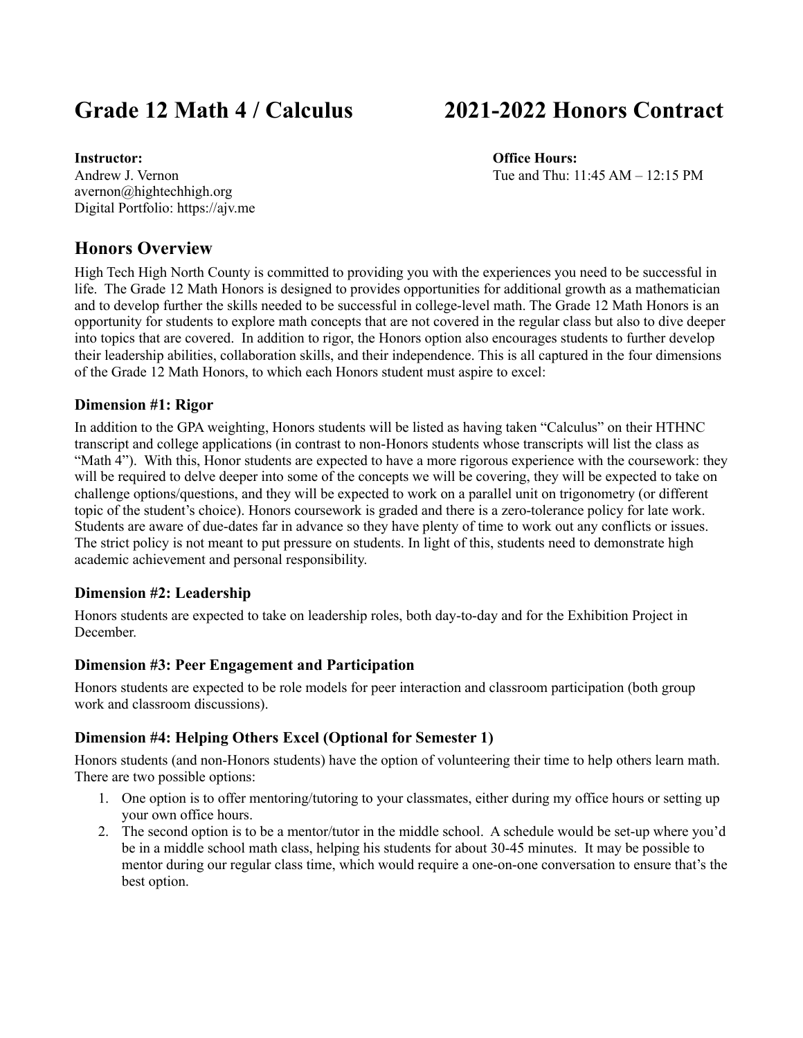# Grade 12 Math 4 / Calculus 2021-2022 Honors Contract

**Instructor:**
Andrew J. Vernon
avernon@hightechhigh.org
Digital Portfolio: https://ajv.me

**Office Hours:**
Tue and Thu: 11:45 AM – 12:15 PM

## Honors Overview

High Tech High North County is committed to providing you with the experiences you need to be successful in life. The Grade 12 Math Honors is designed to provides opportunities for additional growth as a mathematician and to develop further the skills needed to be successful in college-level math. The Grade 12 Math Honors is an opportunity for students to explore math concepts that are not covered in the regular class but also to dive deeper into topics that are covered. In addition to rigor, the Honors option also encourages students to further develop their leadership abilities, collaboration skills, and their independence. This is all captured in the four dimensions of the Grade 12 Math Honors, to which each Honors student must aspire to excel:

### Dimension #1: Rigor

In addition to the GPA weighting, Honors students will be listed as having taken "Calculus" on their HTHNC transcript and college applications (in contrast to non-Honors students whose transcripts will list the class as "Math 4"). With this, Honor students are expected to have a more rigorous experience with the coursework: they will be required to delve deeper into some of the concepts we will be covering, they will be expected to take on challenge options/questions, and they will be expected to work on a parallel unit on trigonometry (or different topic of the student's choice). Honors coursework is graded and there is a zero-tolerance policy for late work. Students are aware of due-dates far in advance so they have plenty of time to work out any conflicts or issues. The strict policy is not meant to put pressure on students. In light of this, students need to demonstrate high academic achievement and personal responsibility.

### Dimension #2: Leadership

Honors students are expected to take on leadership roles, both day-to-day and for the Exhibition Project in December.

### Dimension #3: Peer Engagement and Participation

Honors students are expected to be role models for peer interaction and classroom participation (both group work and classroom discussions).

### Dimension #4: Helping Others Excel (Optional for Semester 1)

Honors students (and non-Honors students) have the option of volunteering their time to help others learn math. There are two possible options:

1. One option is to offer mentoring/tutoring to your classmates, either during my office hours or setting up your own office hours.
2. The second option is to be a mentor/tutor in the middle school. A schedule would be set-up where you'd be in a middle school math class, helping his students for about 30-45 minutes. It may be possible to mentor during our regular class time, which would require a one-on-one conversation to ensure that's the best option.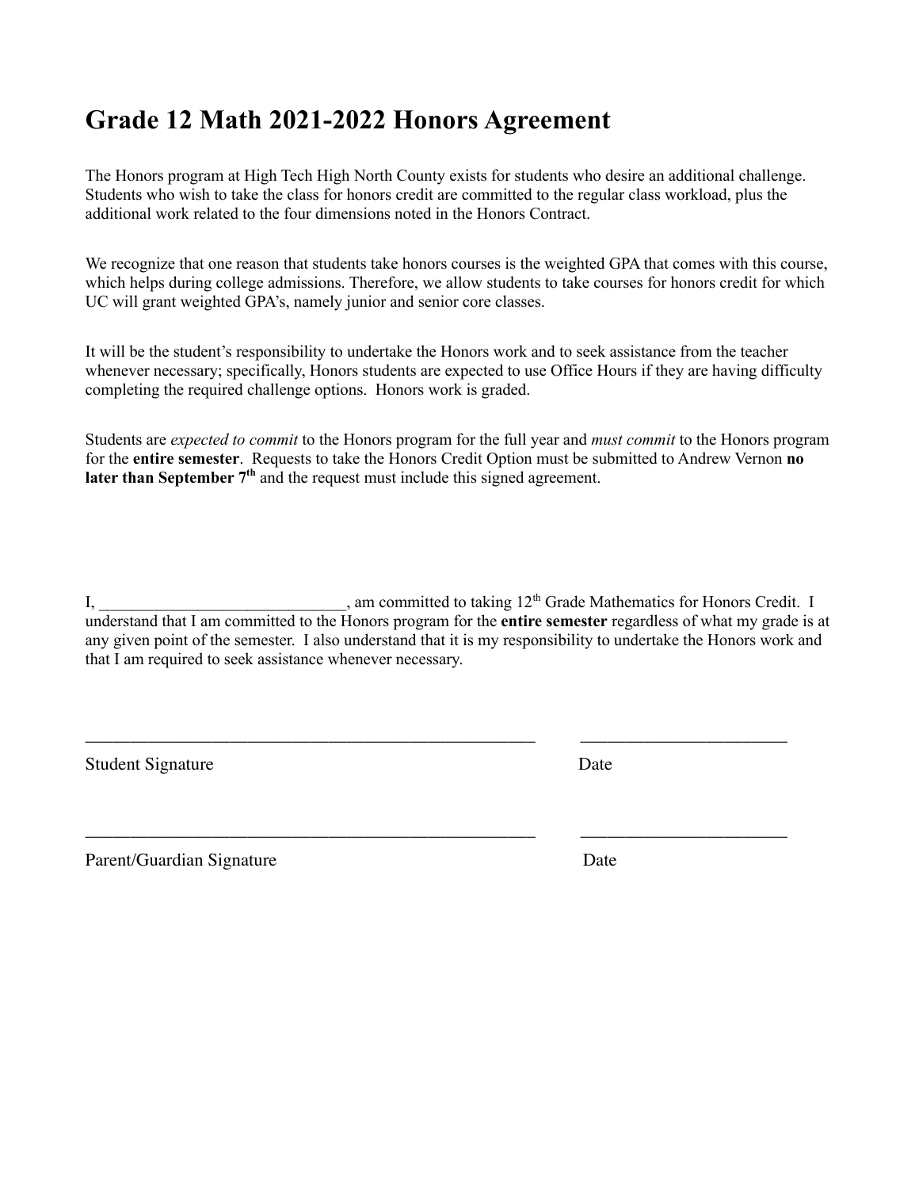# Grade 12 Math 2021-2022 Honors Agreement

The Honors program at High Tech High North County exists for students who desire an additional challenge. Students who wish to take the class for honors credit are committed to the regular class workload, plus the additional work related to the four dimensions noted in the Honors Contract.

We recognize that one reason that students take honors courses is the weighted GPA that comes with this course, which helps during college admissions. Therefore, we allow students to take courses for honors credit for which UC will grant weighted GPA's, namely junior and senior core classes.

It will be the student's responsibility to undertake the Honors work and to seek assistance from the teacher whenever necessary; specifically, Honors students are expected to use Office Hours if they are having difficulty completing the required challenge options. Honors work is graded.

Students are *expected to commit* to the Honors program for the full year and *must commit* to the Honors program for the **entire semester**. Requests to take the Honors Credit Option must be submitted to Andrew Vernon **no later than September 7th** and the request must include this signed agreement.

I, ______________________________, am committed to taking 12th Grade Mathematics for Honors Credit. I understand that I am committed to the Honors program for the **entire semester** regardless of what my grade is at any given point of the semester. I also understand that it is my responsibility to undertake the Honors work and that I am required to seek assistance whenever necessary.

______________________________________________________ ________________________

Student Signature Date

______________________________________________________ ________________________

Parent/Guardian Signature Date